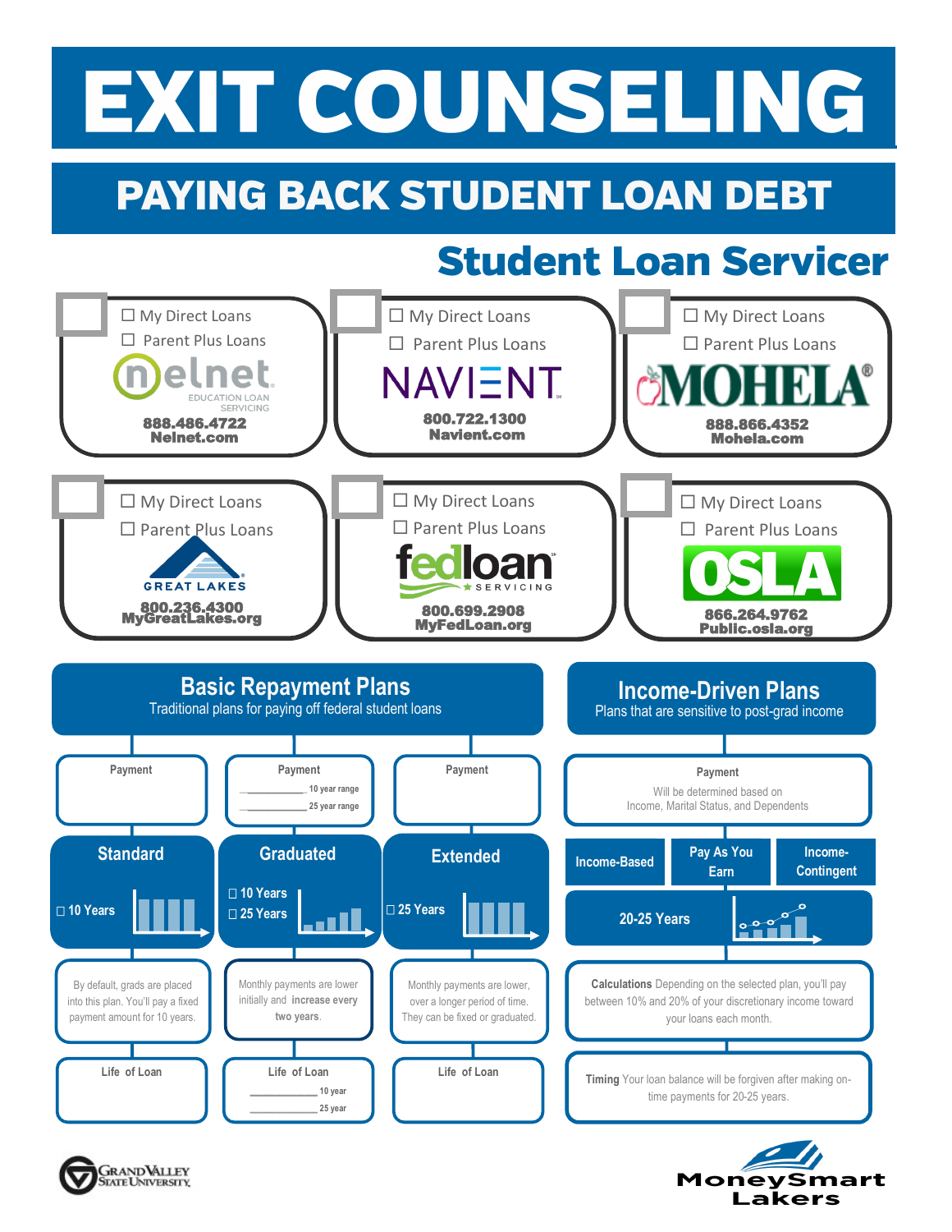# EXIT COUNSELING

## PAYING BACK STUDENT LOAN DEBT

### Student Loan Servicer

**Nelnet** (Education Loan Servicing)
- ☐ My Direct Loans
- ☐ Parent Plus Loans

888.486.4722
Nelnet.com

**NAVIENT**
- ☐ My Direct Loans
- ☐ Parent Plus Loans

800.722.1300
Navient.com

**MOHELA**
- ☐ My Direct Loans
- ☐ Parent Plus Loans

888.866.4352
Mohela.com

**GREAT LAKES**
- ☐ My Direct Loans
- ☐ Parent Plus Loans

800.236.4300
MyGreatLakes.org

**fedloan SERVICING**
- ☐ My Direct Loans
- ☐ Parent Plus Loans

800.699.2908
MyFedLoan.org

**OSLA**
- ☐ My Direct Loans
- ☐ Parent Plus Loans

866.264.9762
Public.osla.org

## Basic Repayment Plans

Traditional plans for paying off federal student loans

### Standard

Payment

☐ 10 Years

By default, grads are placed into this plan. You'll pay a fixed payment amount for 10 years.

Life of Loan

### Graduated

Payment
- __________ 10 year range
- __________ 25 year range

☐ 10 Years
☐ 25 Years

Monthly payments are lower initially and **increase every two years**.

Life of Loan
- __________ 10 year
- __________ 25 year

### Extended

Payment

☐ 25 Years

Monthly payments are lower, over a longer period of time. They can be fixed or graduated.

Life of Loan

## Income-Driven Plans

Plans that are sensitive to post-grad income

**Payment**
Will be determined based on Income, Marital Status, and Dependents

- Income-Based
- Pay As You Earn
- Income-Contingent

20-25 Years

**Calculations** Depending on the selected plan, you'll pay between 10% and 20% of your discretionary income toward your loans each month.

**Timing** Your loan balance will be forgiven after making on-time payments for 20-25 years.

Grand Valley State University

MoneySmart Lakers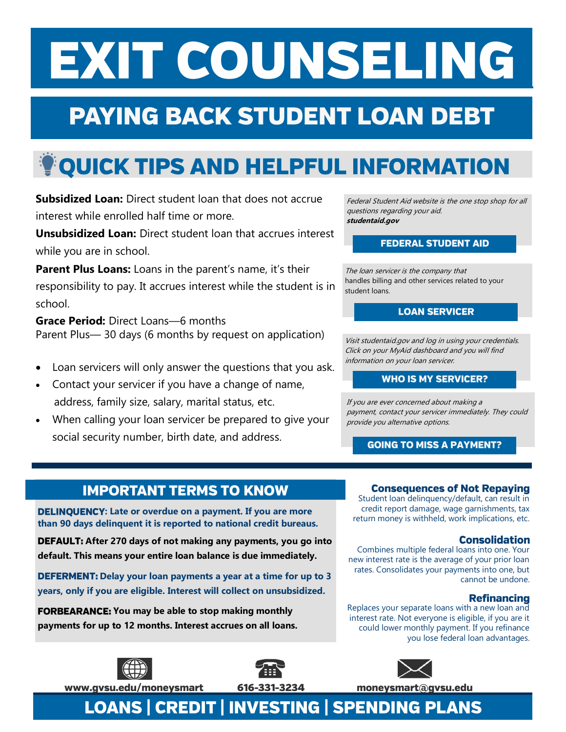# EXIT COUNSELING

## PAYING BACK STUDENT LOAN DEBT

## QUICK TIPS AND HELPFUL INFORMATION

**Subsidized Loan:** Direct student loan that does not accrue interest while enrolled half time or more.

**Unsubsidized Loan:** Direct student loan that accrues interest while you are in school.

**Parent Plus Loans:** Loans in the parent's name, it's their responsibility to pay. It accrues interest while the student is in school.

**Grace Period:** Direct Loans—6 months
Parent Plus— 30 days (6 months by request on application)

- Loan servicers will only answer the questions that you ask.
- Contact your servicer if you have a change of name, address, family size, salary, marital status, etc.
- When calling your loan servicer be prepared to give your social security number, birth date, and address.

*Federal Student Aid website is the one stop shop for all questions regarding your aid.* ***studentaid.gov***

**FEDERAL STUDENT AID**

*The loan servicer is the company that* handles billing and other services related to your student loans.

**LOAN SERVICER**

*Visit studentaid.gov and log in using your credentials. Click on your MyAid dashboard and you will find information on your loan servicer.*

**WHO IS MY SERVICER?**

*If you are ever concerned about making a payment, contact your servicer immediately. They could provide you alternative options.*

**GOING TO MISS A PAYMENT?**

## IMPORTANT TERMS TO KNOW

**DELINQUENCY: Late or overdue on a payment. If you are more than 90 days delinquent it is reported to national credit bureaus.**

**DEFAULT: After 270 days of not making any payments, you go into default. This means your entire loan balance is due immediately.**

**DEFERMENT: Delay your loan payments a year at a time for up to 3 years, only if you are eligible. Interest will collect on unsubsidized.**

**FORBEARANCE: You may be able to stop making monthly payments for up to 12 months. Interest accrues on all loans.**

### Consequences of Not Repaying

Student loan delinquency/default, can result in credit report damage, wage garnishments, tax return money is withheld, work implications, etc.

### Consolidation

Combines multiple federal loans into one. Your new interest rate is the average of your prior loan rates. Consolidates your payments into one, but cannot be undone.

### Refinancing

Replaces your separate loans with a new loan and interest rate. Not everyone is eligible, if you are it could lower monthly payment. If you refinance you lose federal loan advantages.

www.gvsu.edu/moneysmart | 616-331-3234 | moneysmart@gvsu.edu

**LOANS | CREDIT | INVESTING | SPENDING PLANS**